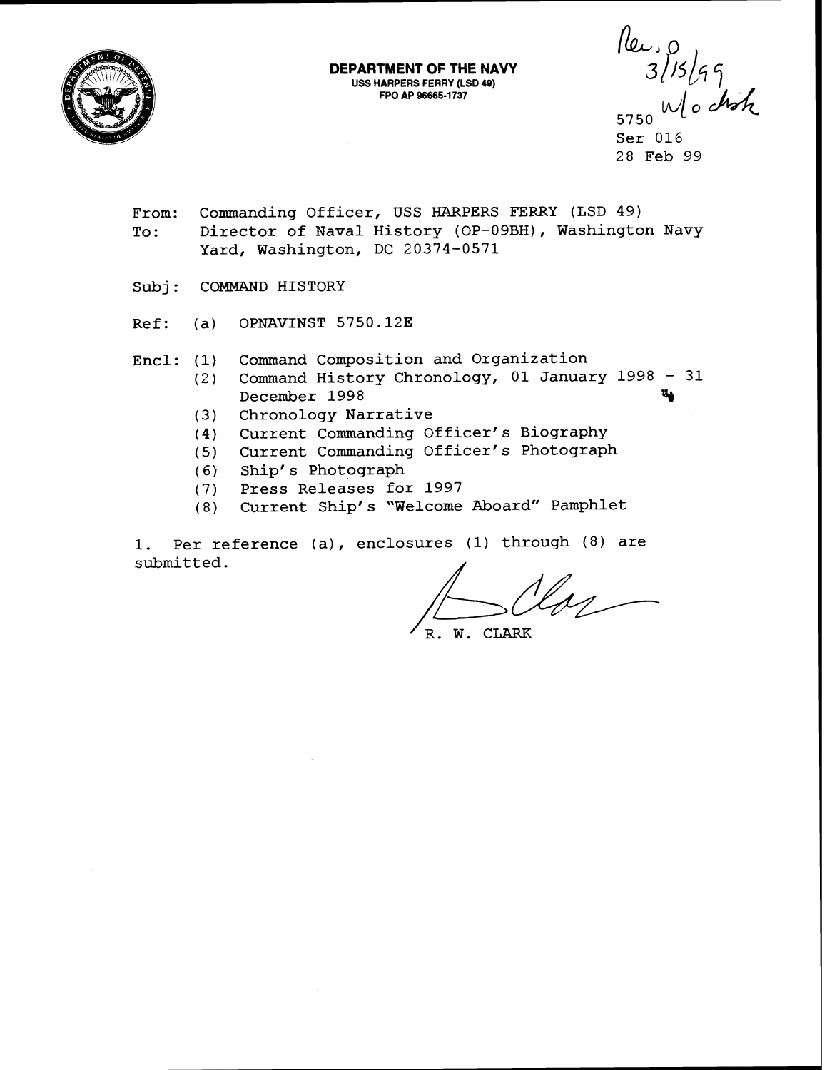**DEPARTMENT OF THE NAVY**
**USS HARPERS FERRY (LSD 49)**
**FPO AP 96665-1737**

Rec. 3/15/99 w/o disk

5750
Ser 016
28 Feb 99

From: Commanding Officer, USS HARPERS FERRY (LSD 49)
To: Director of Naval History (OP-09BH), Washington Navy Yard, Washington, DC 20374-0571

Subj: COMMAND HISTORY

Ref: (a) OPNAVINST 5750.12E

Encl: (1) Command Composition and Organization
(2) Command History Chronology, 01 January 1998 - 31 December 1998
(3) Chronology Narrative
(4) Current Commanding Officer's Biography
(5) Current Commanding Officer's Photograph
(6) Ship's Photograph
(7) Press Releases for 1997
(8) Current Ship's "Welcome Aboard" Pamphlet

1. Per reference (a), enclosures (1) through (8) are submitted.

R. W. CLARK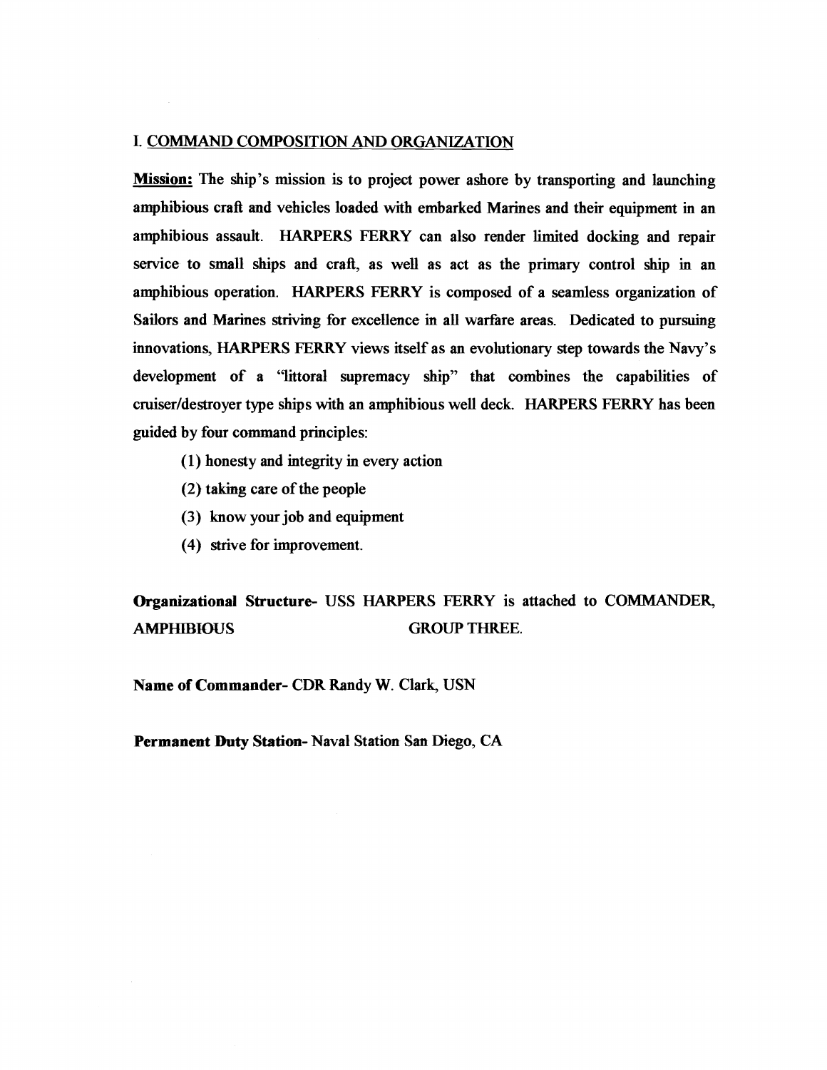## I. COMMAND COMPOSITION AND ORGANIZATION

**Mission:** The ship's mission is to project power ashore by transporting and launching amphibious craft and vehicles loaded with embarked Marines and their equipment in an amphibious assault. HARPERS FERRY can also render limited docking and repair service to small ships and craft, as well as act as the primary control ship in an amphibious operation. HARPERS FERRY is composed of a seamless organization of Sailors and Marines striving for excellence in all warfare areas. Dedicated to pursuing innovations, HARPERS FERRY views itself as an evolutionary step towards the Navy's development of a "littoral supremacy ship" that combines the capabilities of cruiser/destroyer type ships with an amphibious well deck. HARPERS FERRY has been guided by four command principles:

(1) honesty and integrity in every action

(2) taking care of the people

(3) know your job and equipment

(4) strive for improvement.

**Organizational Structure-** USS HARPERS FERRY is attached to COMMANDER, AMPHIBIOUS GROUP THREE.

**Name of Commander-** CDR Randy W. Clark, USN

**Permanent Duty Station-** Naval Station San Diego, CA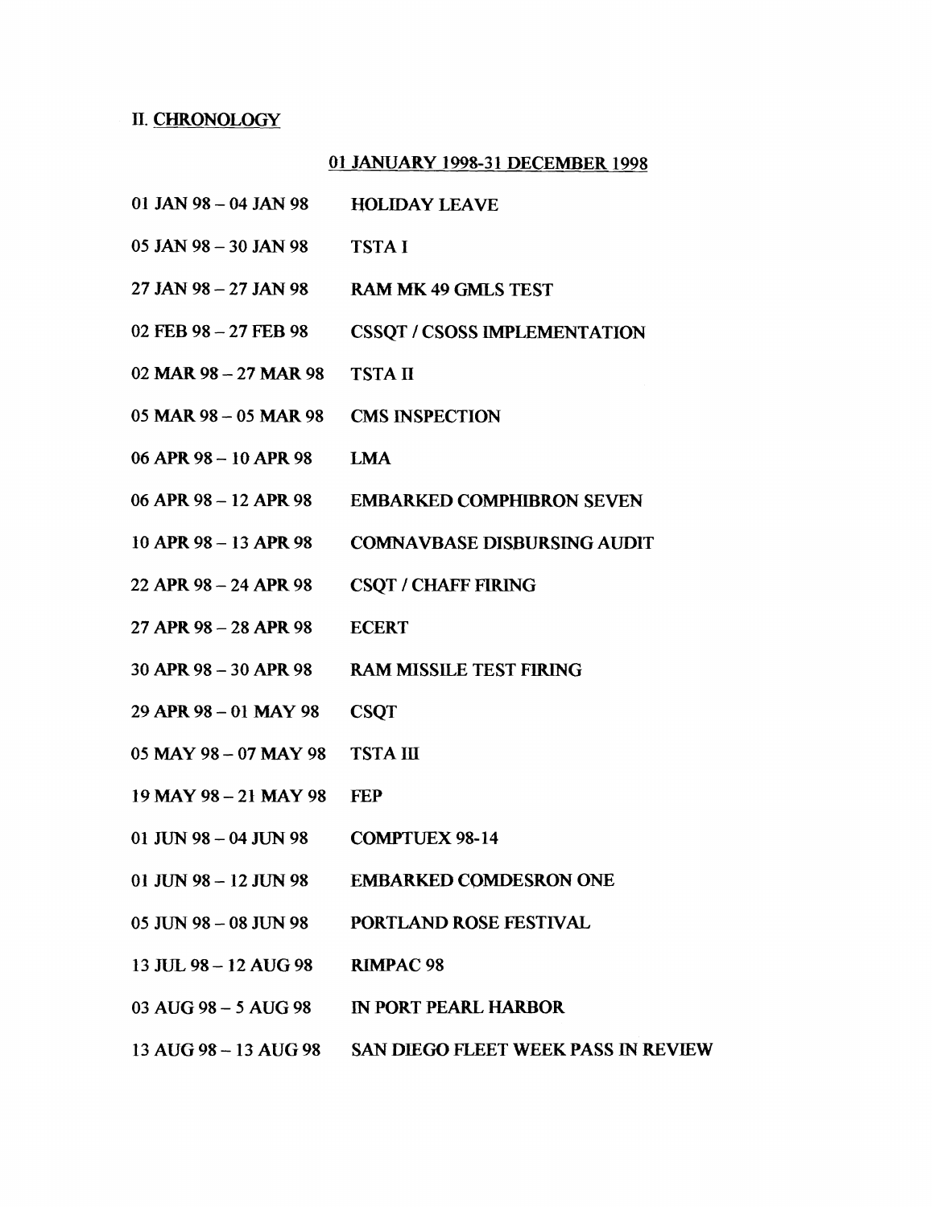## II. <u>CHRONOLOGY</u>

### <u>01 JANUARY 1998-31 DECEMBER 1998</u>

| | |
|---|---|
| 01 JAN 98 – 04 JAN 98 | HOLIDAY LEAVE |
| 05 JAN 98 – 30 JAN 98 | TSTA I |
| 27 JAN 98 – 27 JAN 98 | RAM MK 49 GMLS TEST |
| 02 FEB 98 – 27 FEB 98 | CSSQT / CSOSS IMPLEMENTATION |
| 02 MAR 98 – 27 MAR 98 | TSTA II |
| 05 MAR 98 – 05 MAR 98 | CMS INSPECTION |
| 06 APR 98 – 10 APR 98 | LMA |
| 06 APR 98 – 12 APR 98 | EMBARKED COMPHIBRON SEVEN |
| 10 APR 98 – 13 APR 98 | COMNAVBASE DISBURSING AUDIT |
| 22 APR 98 – 24 APR 98 | CSQT / CHAFF FIRING |
| 27 APR 98 – 28 APR 98 | ECERT |
| 30 APR 98 – 30 APR 98 | RAM MISSILE TEST FIRING |
| 29 APR 98 – 01 MAY 98 | CSQT |
| 05 MAY 98 – 07 MAY 98 | TSTA III |
| 19 MAY 98 – 21 MAY 98 | FEP |
| 01 JUN 98 – 04 JUN 98 | COMPTUEX 98-14 |
| 01 JUN 98 – 12 JUN 98 | EMBARKED COMDESRON ONE |
| 05 JUN 98 – 08 JUN 98 | PORTLAND ROSE FESTIVAL |
| 13 JUL 98 – 12 AUG 98 | RIMPAC 98 |
| 03 AUG 98 – 5 AUG 98 | IN PORT PEARL HARBOR |
| 13 AUG 98 – 13 AUG 98 | SAN DIEGO FLEET WEEK PASS IN REVIEW |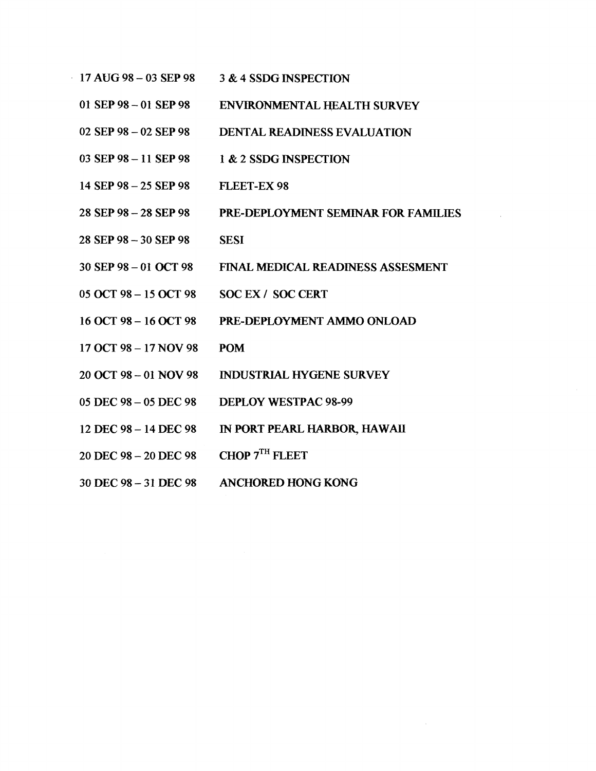| | |
|---|---|
| 17 AUG 98 – 03 SEP 98 | 3 & 4 SSDG INSPECTION |
| 01 SEP 98 – 01 SEP 98 | ENVIRONMENTAL HEALTH SURVEY |
| 02 SEP 98 – 02 SEP 98 | DENTAL READINESS EVALUATION |
| 03 SEP 98 – 11 SEP 98 | 1 & 2 SSDG INSPECTION |
| 14 SEP 98 – 25 SEP 98 | FLEET-EX 98 |
| 28 SEP 98 – 28 SEP 98 | PRE-DEPLOYMENT SEMINAR FOR FAMILIES |
| 28 SEP 98 – 30 SEP 98 | SESI |
| 30 SEP 98 – 01 OCT 98 | FINAL MEDICAL READINESS ASSESMENT |
| 05 OCT 98 – 15 OCT 98 | SOC EX / SOC CERT |
| 16 OCT 98 – 16 OCT 98 | PRE-DEPLOYMENT AMMO ONLOAD |
| 17 OCT 98 – 17 NOV 98 | POM |
| 20 OCT 98 – 01 NOV 98 | INDUSTRIAL HYGENE SURVEY |
| 05 DEC 98 – 05 DEC 98 | DEPLOY WESTPAC 98-99 |
| 12 DEC 98 – 14 DEC 98 | IN PORT PEARL HARBOR, HAWAII |
| 20 DEC 98 – 20 DEC 98 | CHOP 7TH FLEET |
| 30 DEC 98 – 31 DEC 98 | ANCHORED HONG KONG |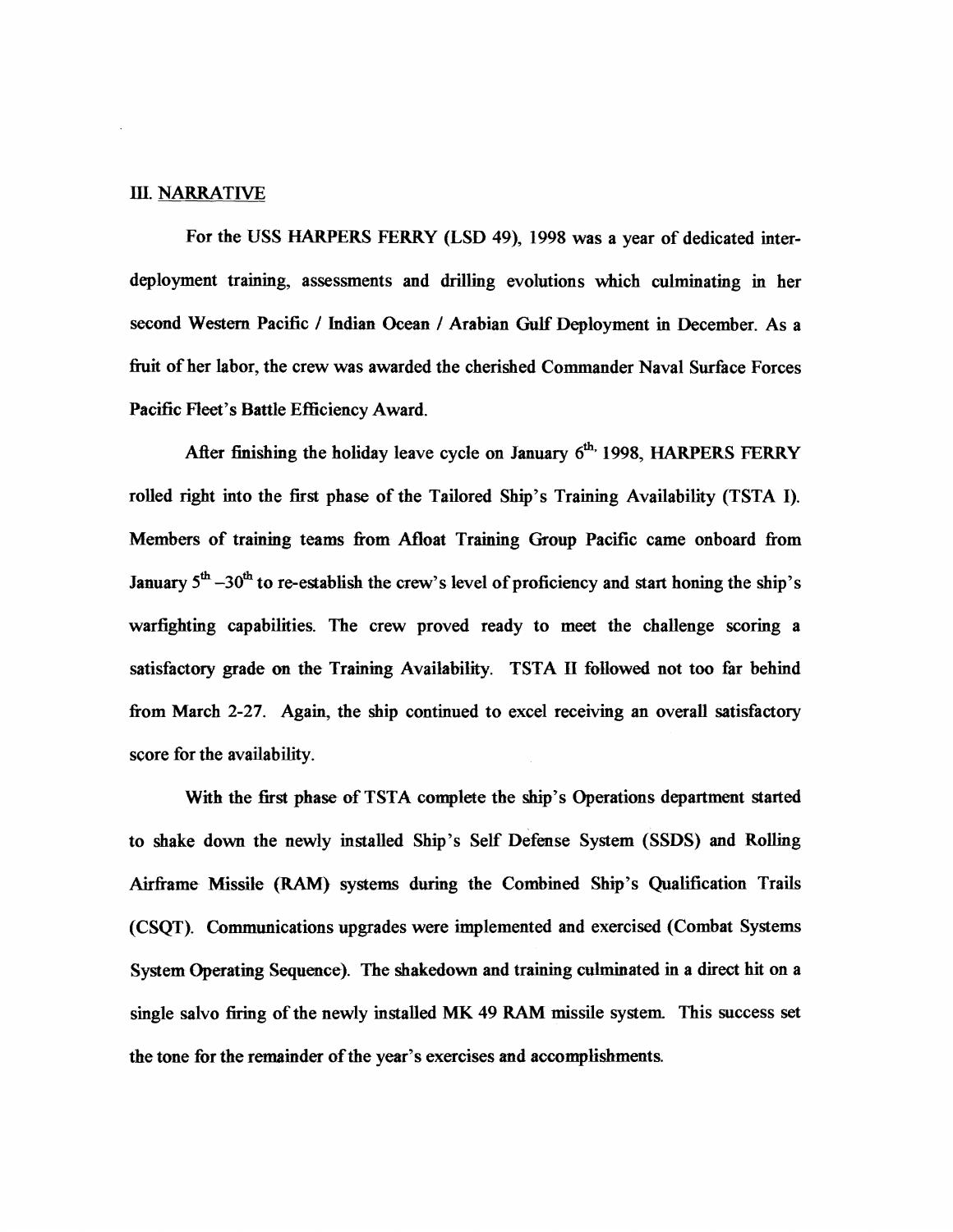## III. NARRATIVE

For the USS HARPERS FERRY (LSD 49), 1998 was a year of dedicated inter-deployment training, assessments and drilling evolutions which culminating in her second Western Pacific / Indian Ocean / Arabian Gulf Deployment in December. As a fruit of her labor, the crew was awarded the cherished Commander Naval Surface Forces Pacific Fleet's Battle Efficiency Award.

After finishing the holiday leave cycle on January 6th, 1998, HARPERS FERRY rolled right into the first phase of the Tailored Ship's Training Availability (TSTA I). Members of training teams from Afloat Training Group Pacific came onboard from January 5th –30th to re-establish the crew's level of proficiency and start honing the ship's warfighting capabilities. The crew proved ready to meet the challenge scoring a satisfactory grade on the Training Availability. TSTA II followed not too far behind from March 2-27. Again, the ship continued to excel receiving an overall satisfactory score for the availability.

With the first phase of TSTA complete the ship's Operations department started to shake down the newly installed Ship's Self Defense System (SSDS) and Rolling Airframe Missile (RAM) systems during the Combined Ship's Qualification Trails (CSQT). Communications upgrades were implemented and exercised (Combat Systems System Operating Sequence). The shakedown and training culminated in a direct hit on a single salvo firing of the newly installed MK 49 RAM missile system. This success set the tone for the remainder of the year's exercises and accomplishments.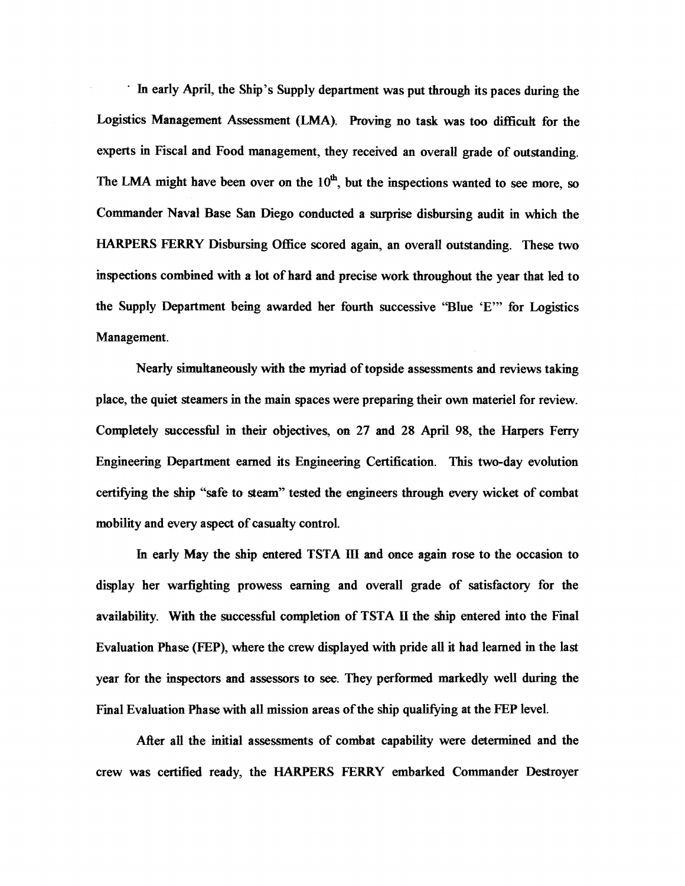In early April, the Ship's Supply department was put through its paces during the Logistics Management Assessment (LMA). Proving no task was too difficult for the experts in Fiscal and Food management, they received an overall grade of outstanding. The LMA might have been over on the 10th, but the inspections wanted to see more, so Commander Naval Base San Diego conducted a surprise disbursing audit in which the HARPERS FERRY Disbursing Office scored again, an overall outstanding. These two inspections combined with a lot of hard and precise work throughout the year that led to the Supply Department being awarded her fourth successive "Blue 'E'" for Logistics Management.

Nearly simultaneously with the myriad of topside assessments and reviews taking place, the quiet steamers in the main spaces were preparing their own materiel for review. Completely successful in their objectives, on 27 and 28 April 98, the Harpers Ferry Engineering Department earned its Engineering Certification. This two-day evolution certifying the ship "safe to steam" tested the engineers through every wicket of combat mobility and every aspect of casualty control.

In early May the ship entered TSTA III and once again rose to the occasion to display her warfighting prowess earning and overall grade of satisfactory for the availability. With the successful completion of TSTA II the ship entered into the Final Evaluation Phase (FEP), where the crew displayed with pride all it had learned in the last year for the inspectors and assessors to see. They performed markedly well during the Final Evaluation Phase with all mission areas of the ship qualifying at the FEP level.

After all the initial assessments of combat capability were determined and the crew was certified ready, the HARPERS FERRY embarked Commander Destroyer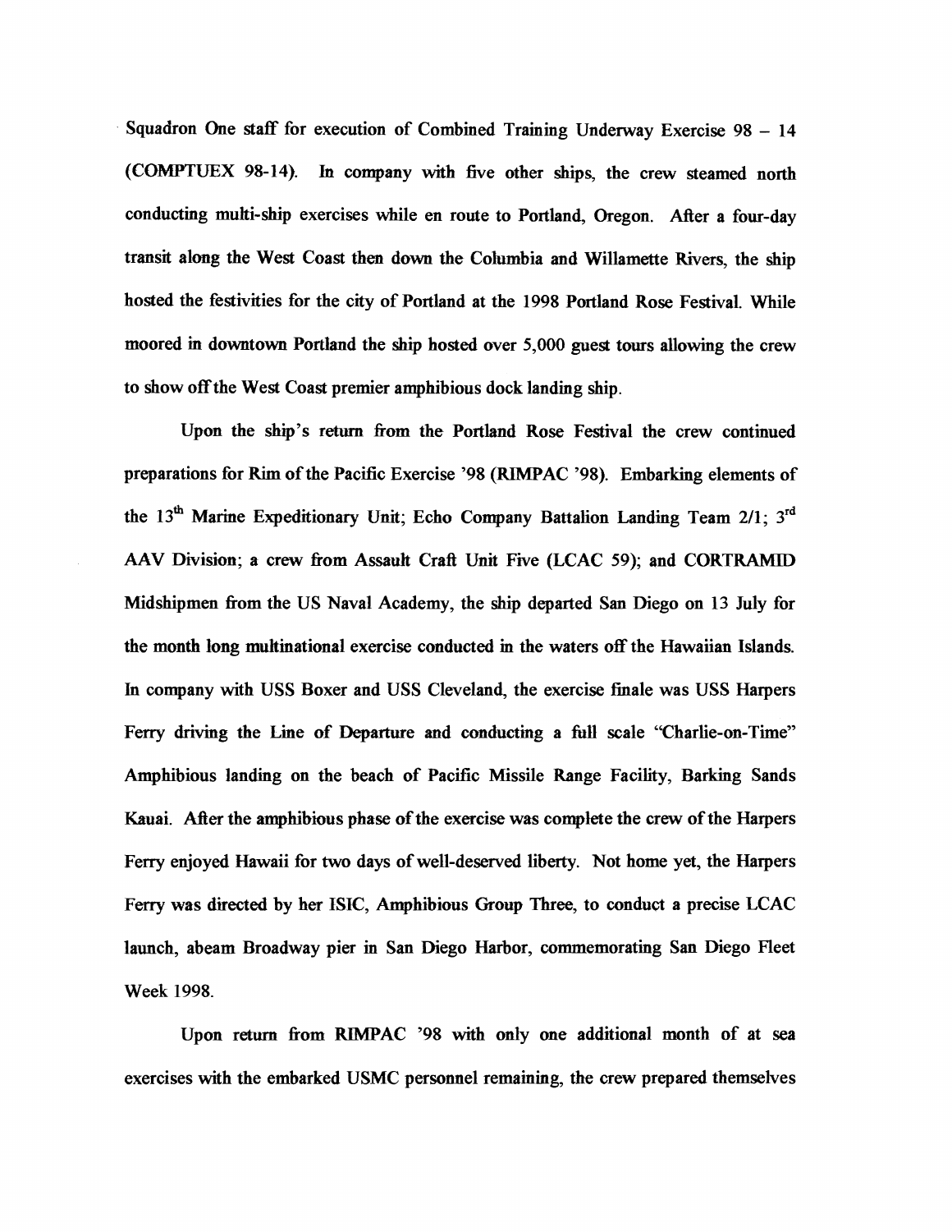Squadron One staff for execution of Combined Training Underway Exercise 98 – 14 (COMPTUEX 98-14). In company with five other ships, the crew steamed north conducting multi-ship exercises while en route to Portland, Oregon. After a four-day transit along the West Coast then down the Columbia and Willamette Rivers, the ship hosted the festivities for the city of Portland at the 1998 Portland Rose Festival. While moored in downtown Portland the ship hosted over 5,000 guest tours allowing the crew to show off the West Coast premier amphibious dock landing ship.

Upon the ship's return from the Portland Rose Festival the crew continued preparations for Rim of the Pacific Exercise '98 (RIMPAC '98). Embarking elements of the 13th Marine Expeditionary Unit; Echo Company Battalion Landing Team 2/1; 3rd AAV Division; a crew from Assault Craft Unit Five (LCAC 59); and CORTRAMID Midshipmen from the US Naval Academy, the ship departed San Diego on 13 July for the month long multinational exercise conducted in the waters off the Hawaiian Islands. In company with USS Boxer and USS Cleveland, the exercise finale was USS Harpers Ferry driving the Line of Departure and conducting a full scale "Charlie-on-Time" Amphibious landing on the beach of Pacific Missile Range Facility, Barking Sands Kauai. After the amphibious phase of the exercise was complete the crew of the Harpers Ferry enjoyed Hawaii for two days of well-deserved liberty. Not home yet, the Harpers Ferry was directed by her ISIC, Amphibious Group Three, to conduct a precise LCAC launch, abeam Broadway pier in San Diego Harbor, commemorating San Diego Fleet Week 1998.

Upon return from RIMPAC '98 with only one additional month of at sea exercises with the embarked USMC personnel remaining, the crew prepared themselves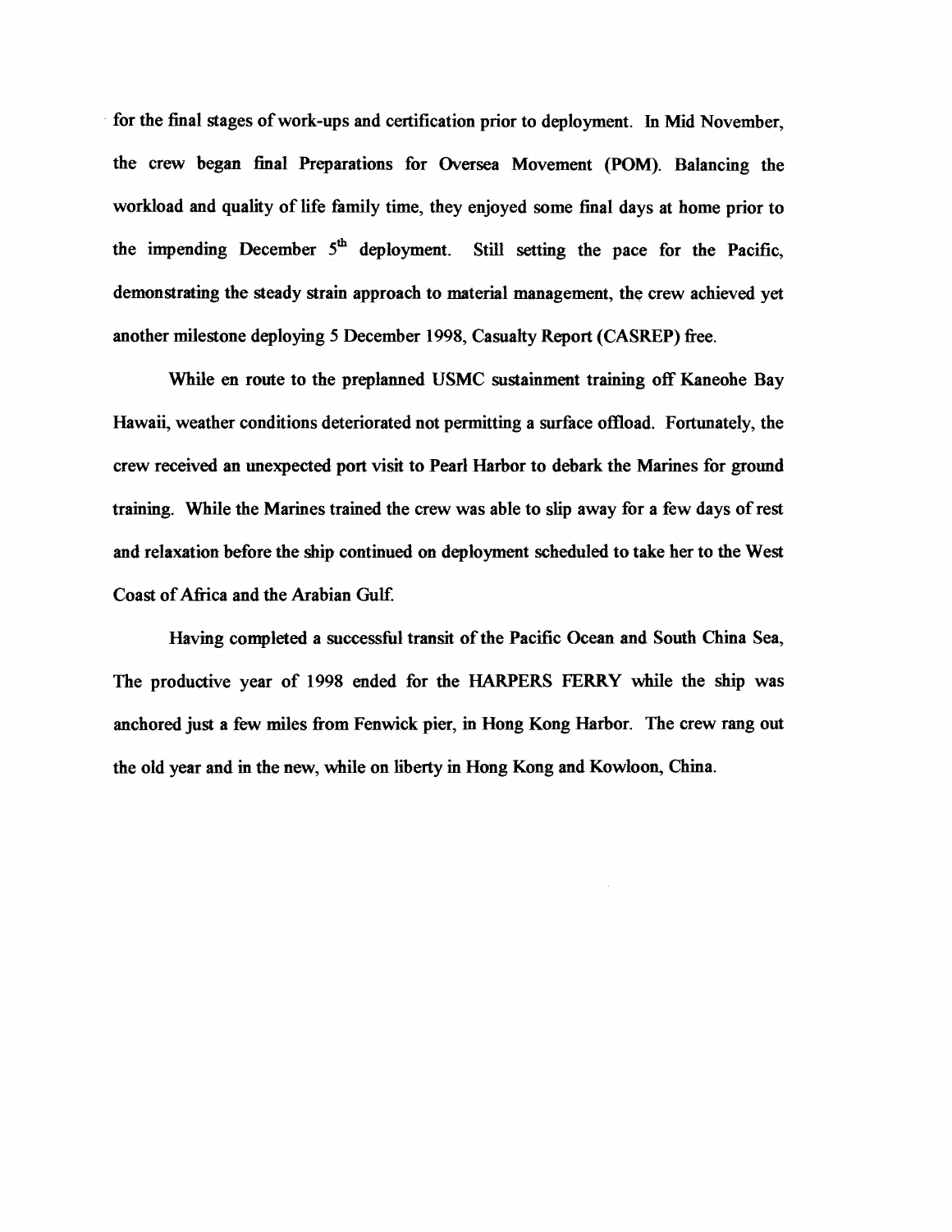for the final stages of work-ups and certification prior to deployment. In Mid November, the crew began final Preparations for Oversea Movement (POM). Balancing the workload and quality of life family time, they enjoyed some final days at home prior to the impending December 5th deployment. Still setting the pace for the Pacific, demonstrating the steady strain approach to material management, the crew achieved yet another milestone deploying 5 December 1998, Casualty Report (CASREP) free.

While en route to the preplanned USMC sustainment training off Kaneohe Bay Hawaii, weather conditions deteriorated not permitting a surface offload. Fortunately, the crew received an unexpected port visit to Pearl Harbor to debark the Marines for ground training. While the Marines trained the crew was able to slip away for a few days of rest and relaxation before the ship continued on deployment scheduled to take her to the West Coast of Africa and the Arabian Gulf.

Having completed a successful transit of the Pacific Ocean and South China Sea, The productive year of 1998 ended for the HARPERS FERRY while the ship was anchored just a few miles from Fenwick pier, in Hong Kong Harbor. The crew rang out the old year and in the new, while on liberty in Hong Kong and Kowloon, China.